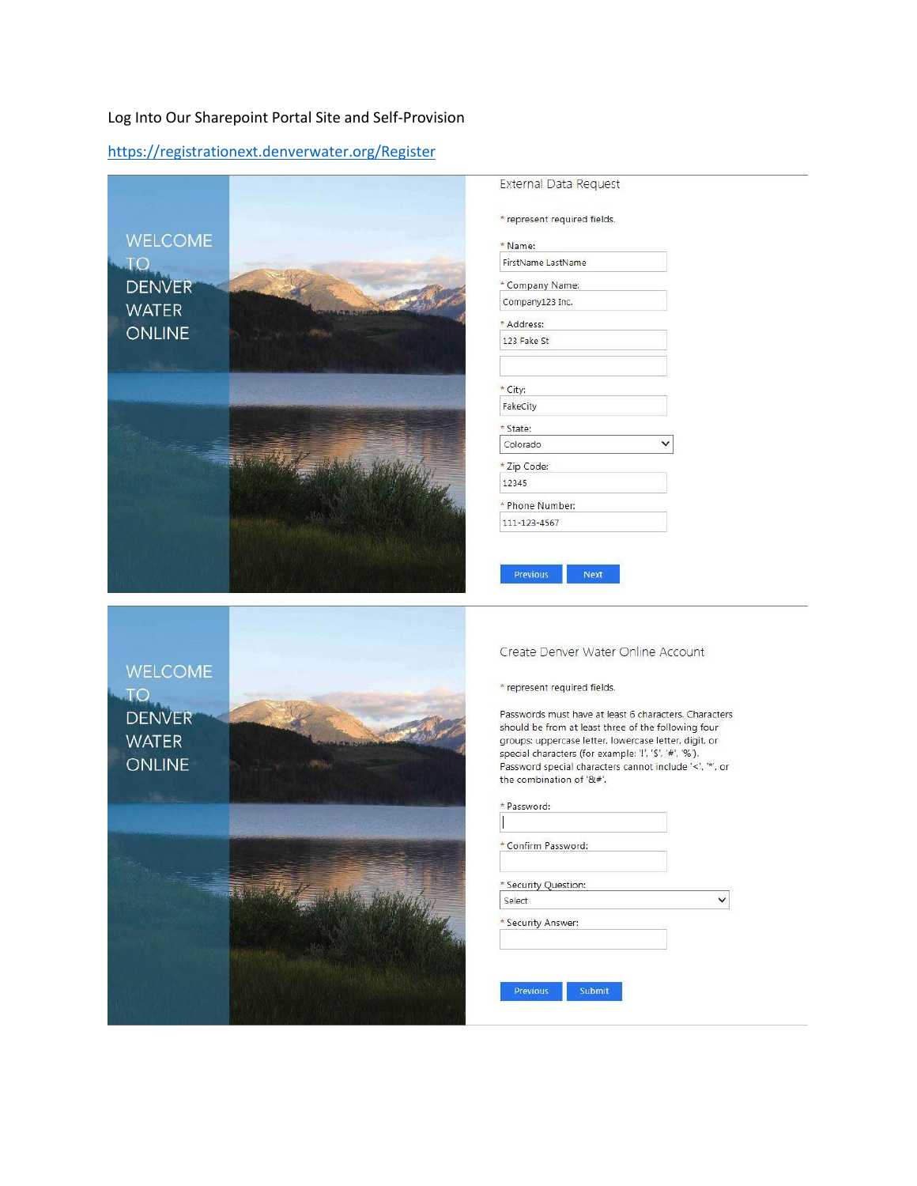Log Into Our Sharepoint Portal Site and Self-Provision

https://registrationext.denverwater.org/Register

WELCOME TO DENVER WATER ONLINE

External Data Request

* represent required fields.

* Name:
FirstName LastName

* Company Name:
Company123 Inc.

* Address:
123 Fake St

* City:
FakeCity

* State:
Colorado

* Zip Code:
12345

* Phone Number:
111-123-4567

Previous | Next

WELCOME TO DENVER WATER ONLINE

Create Denver Water Online Account

* represent required fields.

Passwords must have at least 6 characters. Characters should be from at least three of the following four groups: uppercase letter, lowercase letter, digit, or special characters (for example: '!', '$', '#', '%'). Password special characters cannot include '<', '*', or the combination of '&#'.

* Password:

* Confirm Password:

* Security Question:
Select

* Security Answer:

Previous | Submit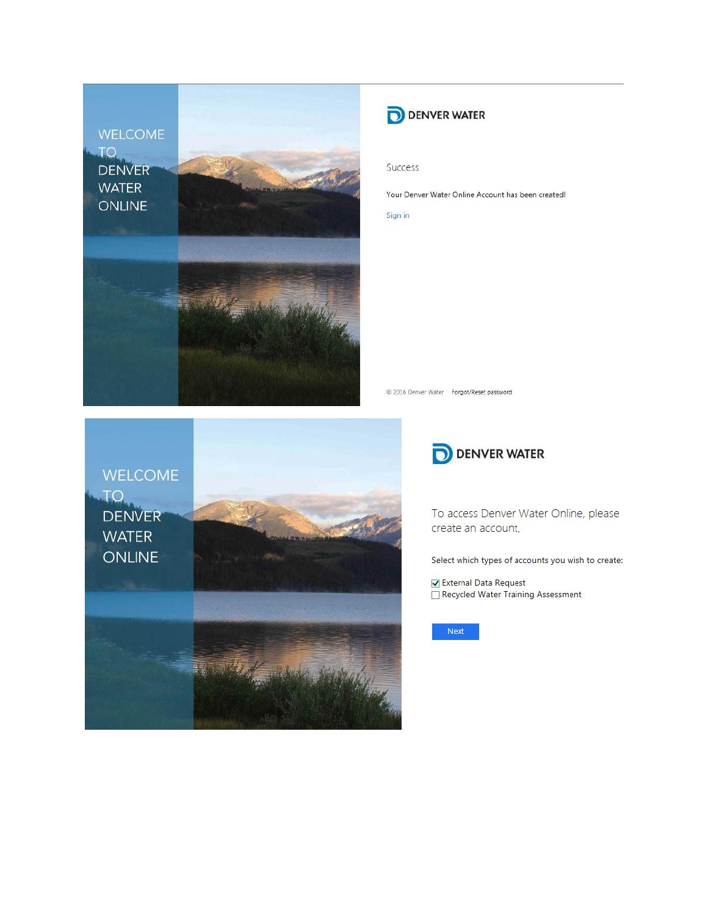WELCOME TO DENVER WATER ONLINE

DENVER WATER

Success

Your Denver Water Online Account has been created!

Sign in

© 2016 Denver Water Forgot/Reset password

WELCOME TO DENVER WATER ONLINE

DENVER WATER

To access Denver Water Online, please create an account.

Select which types of accounts you wish to create:

- [x] External Data Request
- [ ] Recycled Water Training Assessment

Next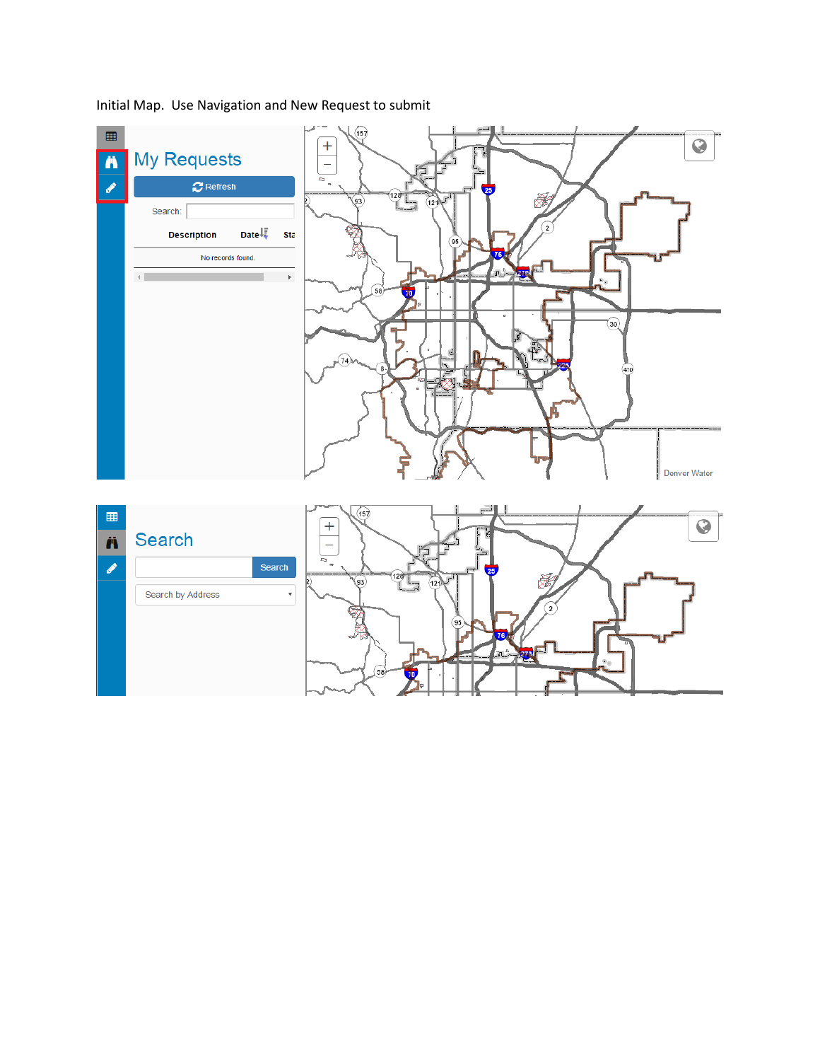Initial Map.  Use Navigation and New Request to submit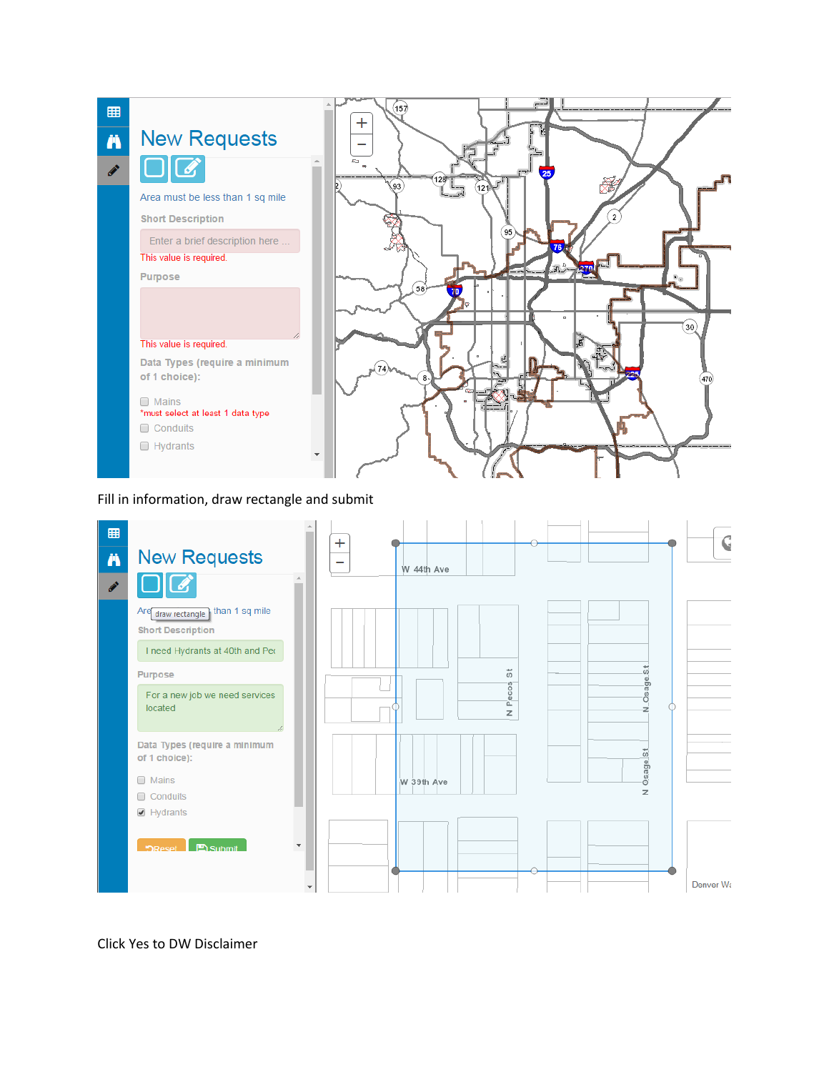Fill in information, draw rectangle and submit

Click Yes to DW Disclaimer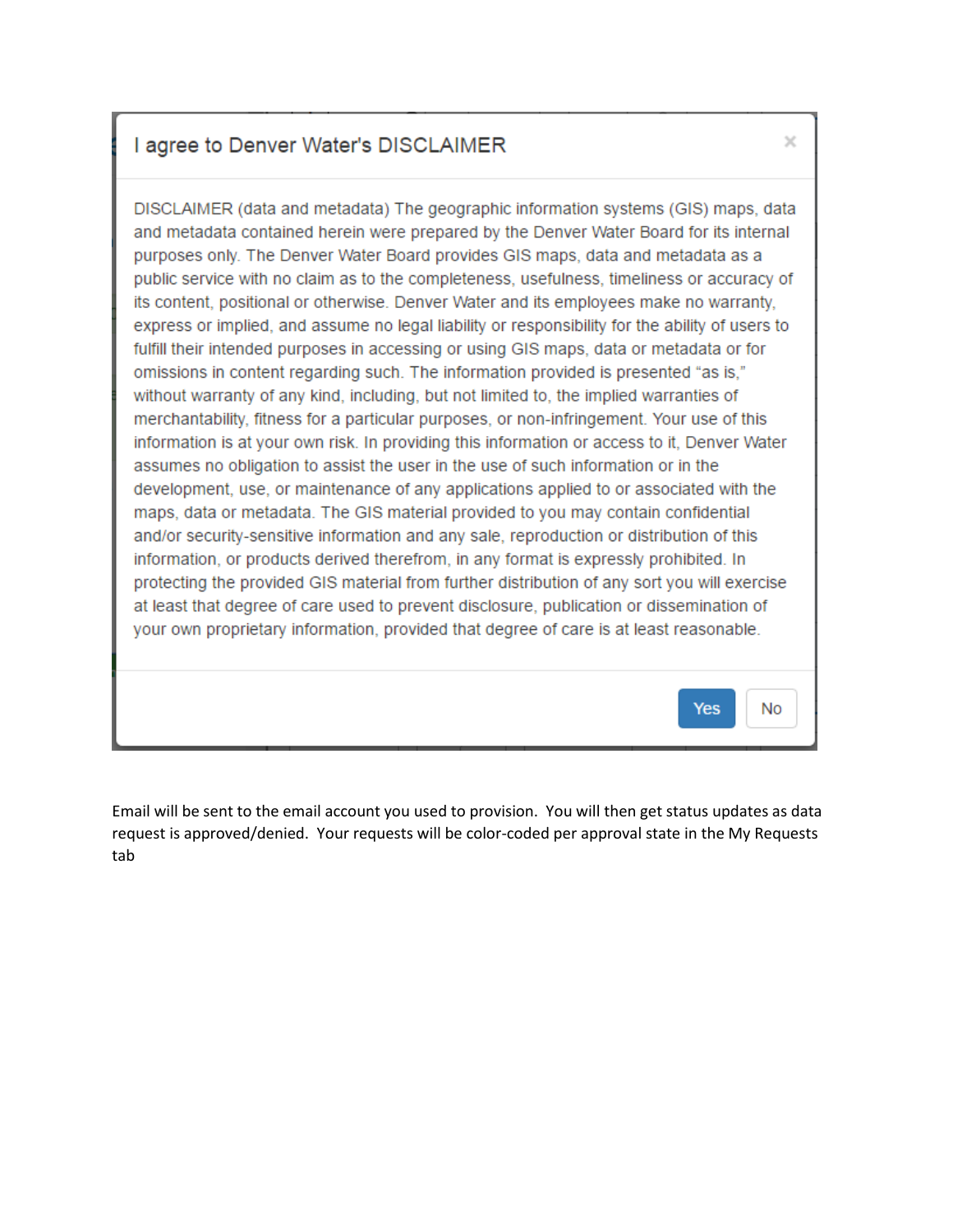### I agree to Denver Water's DISCLAIMER

DISCLAIMER (data and metadata) The geographic information systems (GIS) maps, data and metadata contained herein were prepared by the Denver Water Board for its internal purposes only. The Denver Water Board provides GIS maps, data and metadata as a public service with no claim as to the completeness, usefulness, timeliness or accuracy of its content, positional or otherwise. Denver Water and its employees make no warranty, express or implied, and assume no legal liability or responsibility for the ability of users to fulfill their intended purposes in accessing or using GIS maps, data or metadata or for omissions in content regarding such. The information provided is presented "as is," without warranty of any kind, including, but not limited to, the implied warranties of merchantability, fitness for a particular purposes, or non-infringement. Your use of this information is at your own risk. In providing this information or access to it, Denver Water assumes no obligation to assist the user in the use of such information or in the development, use, or maintenance of any applications applied to or associated with the maps, data or metadata. The GIS material provided to you may contain confidential and/or security-sensitive information and any sale, reproduction or distribution of this information, or products derived therefrom, in any format is expressly prohibited. In protecting the provided GIS material from further distribution of any sort you will exercise at least that degree of care used to prevent disclosure, publication or dissemination of your own proprietary information, provided that degree of care is at least reasonable.

Yes | No

Email will be sent to the email account you used to provision. You will then get status updates as data request is approved/denied. Your requests will be color-coded per approval state in the My Requests tab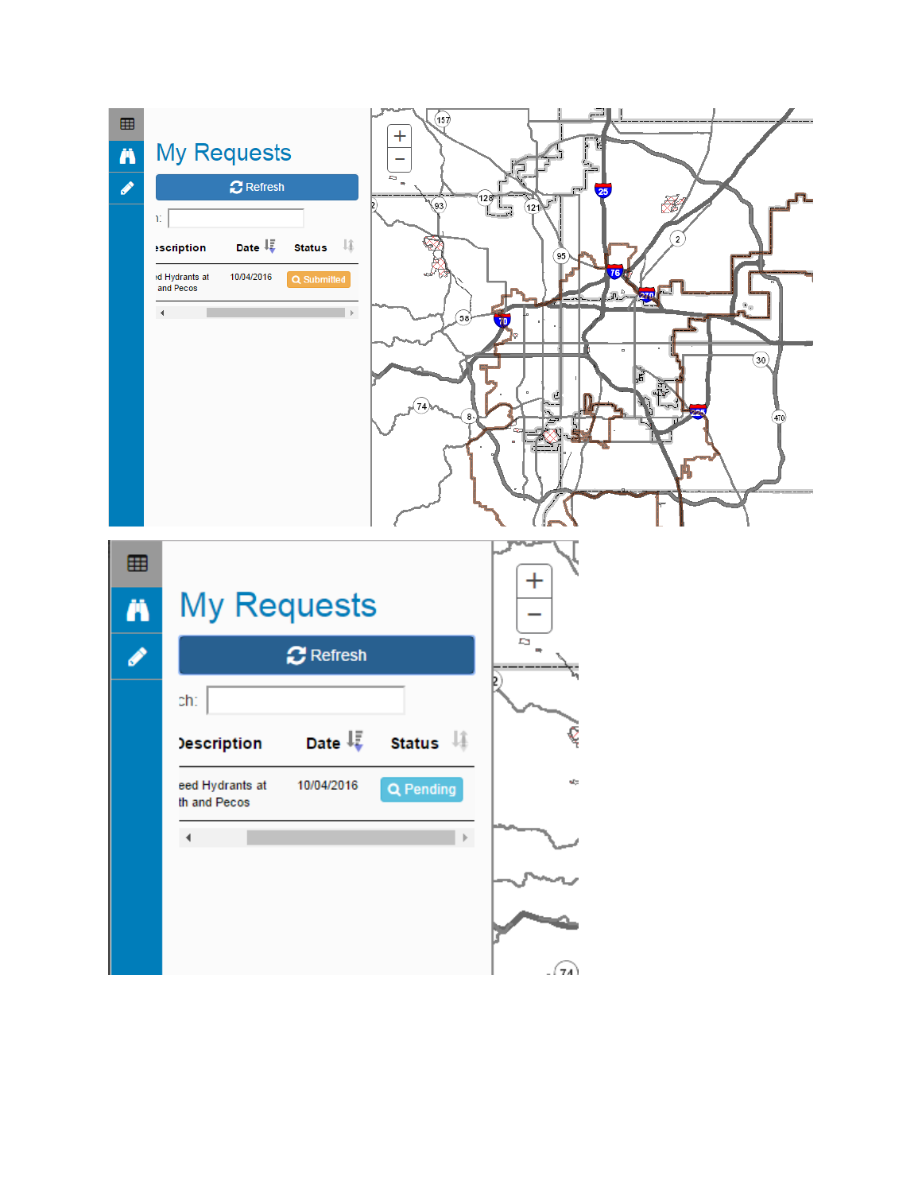## My Requests

Refresh

h:

| escription | Date | Status |
|---|---|---|
| ed Hydrants at and Pecos | 10/04/2016 | Submitted |

## My Requests

Refresh

ch:

| Description | Date | Status |
|---|---|---|
| eed Hydrants at th and Pecos | 10/04/2016 | Pending |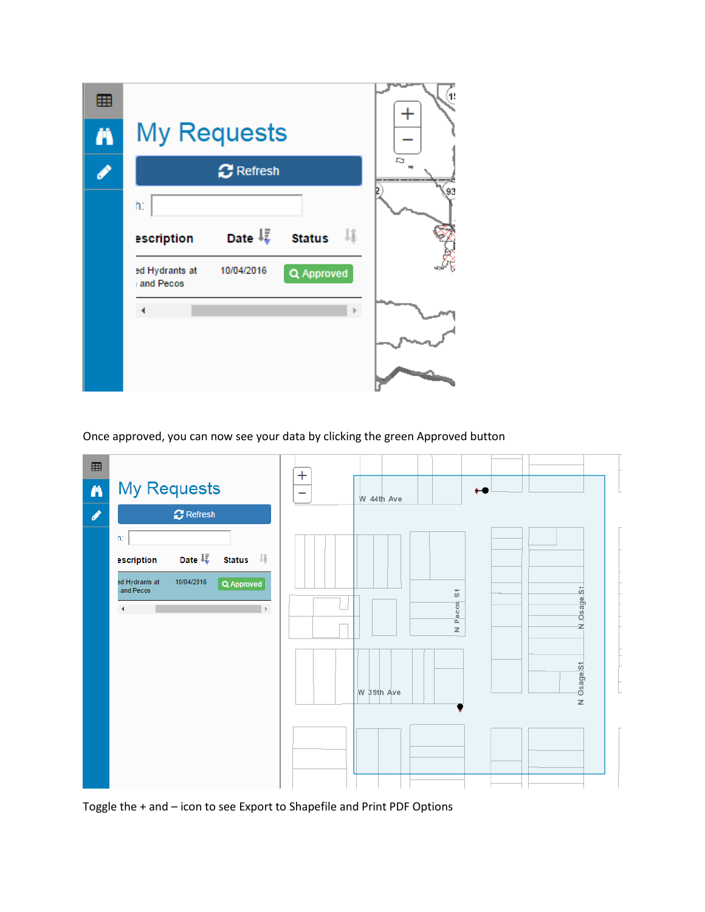Once approved, you can now see your data by clicking the green Approved button

Toggle the + and – icon to see Export to Shapefile and Print PDF Options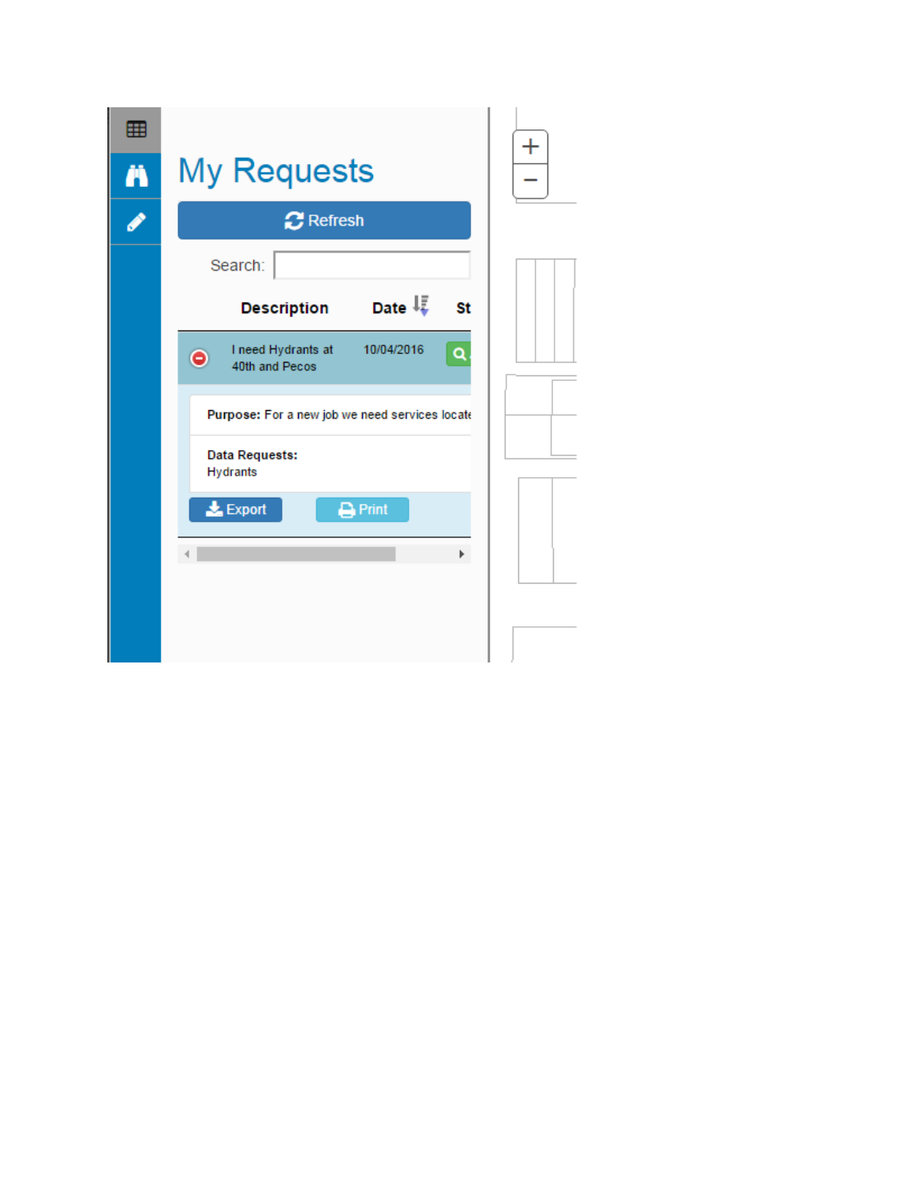# My Requests

Refresh

Search:

| Description | Date | St |
|---|---|---|
| I need Hydrants at 40th and Pecos | 10/04/2016 | |

**Purpose:** For a new job we need services locate

**Data Requests:**
Hydrants

Export Print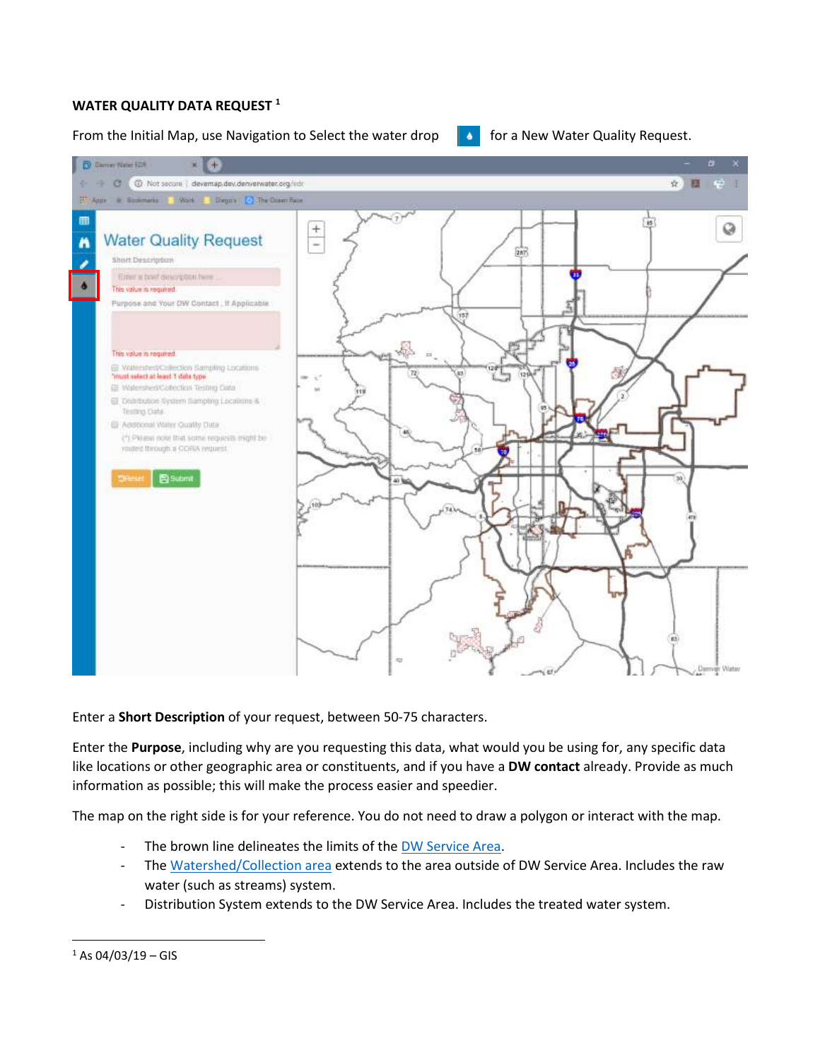**WATER QUALITY DATA REQUEST** [1]

From the Initial Map, use Navigation to Select the water drop for a New Water Quality Request.

Enter a **Short Description** of your request, between 50-75 characters.

Enter the **Purpose**, including why are you requesting this data, what would you be using for, any specific data like locations or other geographic area or constituents, and if you have a **DW contact** already. Provide as much information as possible; this will make the process easier and speedier.

The map on the right side is for your reference. You do not need to draw a polygon or interact with the map.

- The brown line delineates the limits of the DW Service Area.
- The Watershed/Collection area extends to the area outside of DW Service Area. Includes the raw water (such as streams) system.
- Distribution System extends to the DW Service Area. Includes the treated water system.

[1] As 04/03/19 – GIS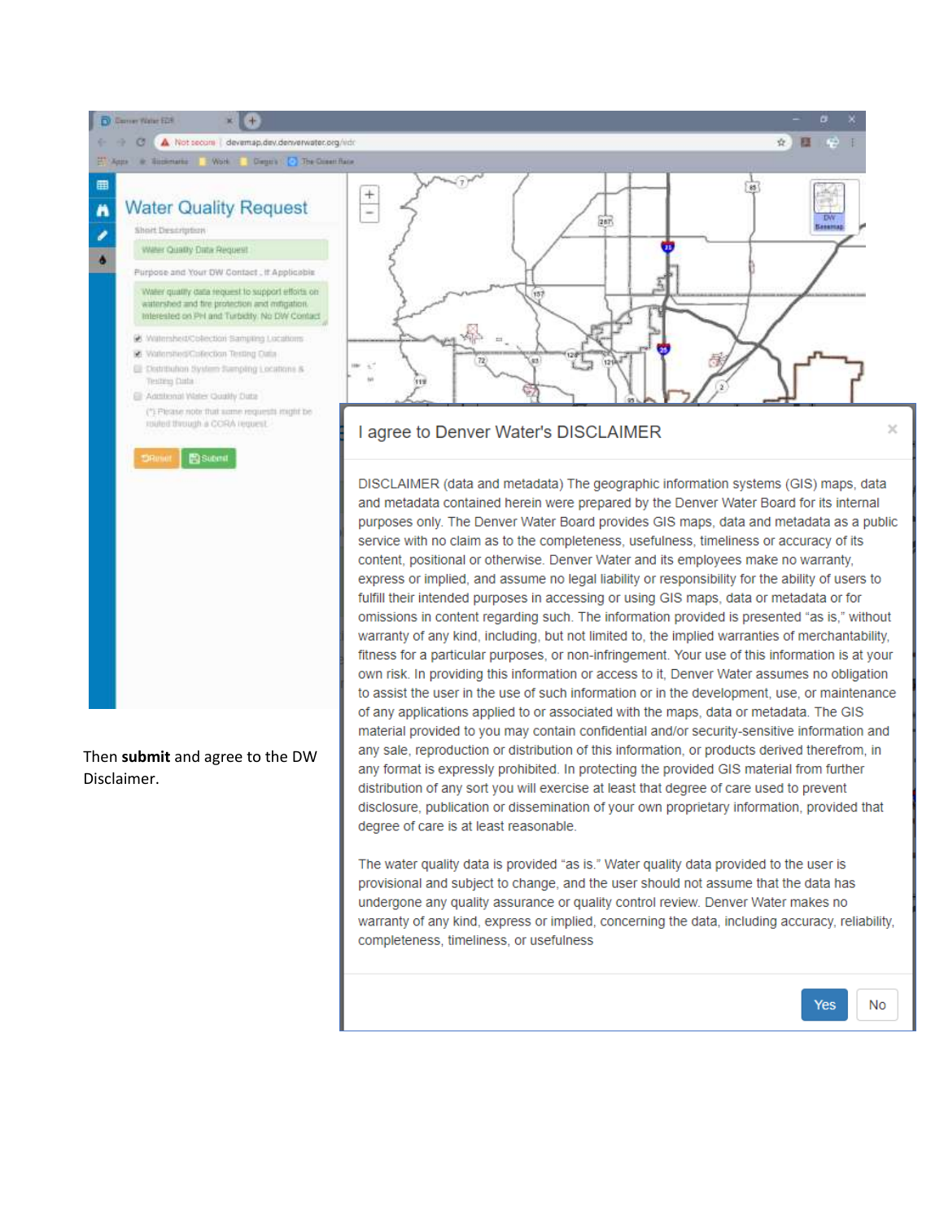Then **submit** and agree to the DW Disclaimer.

I agree to Denver Water's DISCLAIMER

DISCLAIMER (data and metadata) The geographic information systems (GIS) maps, data and metadata contained herein were prepared by the Denver Water Board for its internal purposes only. The Denver Water Board provides GIS maps, data and metadata as a public service with no claim as to the completeness, usefulness, timeliness or accuracy of its content, positional or otherwise. Denver Water and its employees make no warranty, express or implied, and assume no legal liability or responsibility for the ability of users to fulfill their intended purposes in accessing or using GIS maps, data or metadata or for omissions in content regarding such. The information provided is presented "as is," without warranty of any kind, including, but not limited to, the implied warranties of merchantability, fitness for a particular purposes, or non-infringement. Your use of this information is at your own risk. In providing this information or access to it, Denver Water assumes no obligation to assist the user in the use of such information or in the development, use, or maintenance of any applications applied to or associated with the maps, data or metadata. The GIS material provided to you may contain confidential and/or security-sensitive information and any sale, reproduction or distribution of this information, or products derived therefrom, in any format is expressly prohibited. In protecting the provided GIS material from further distribution of any sort you will exercise at least that degree of care used to prevent disclosure, publication or dissemination of your own proprietary information, provided that degree of care is at least reasonable.

The water quality data is provided "as is." Water quality data provided to the user is provisional and subject to change, and the user should not assume that the data has undergone any quality assurance or quality control review. Denver Water makes no warranty of any kind, express or implied, concerning the data, including accuracy, reliability, completeness, timeliness, or usefulness

Yes No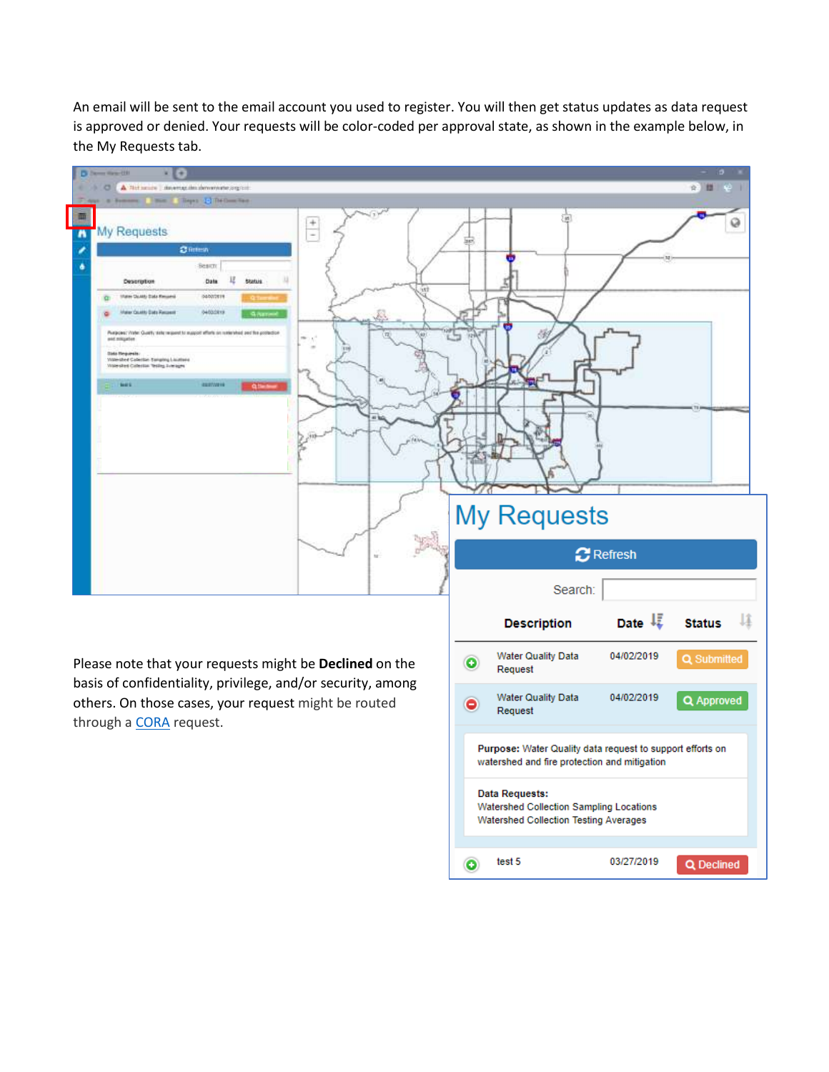An email will be sent to the email account you used to register. You will then get status updates as data request is approved or denied. Your requests will be color-coded per approval state, as shown in the example below, in the My Requests tab.

Please note that your requests might be **Declined** on the basis of confidentiality, privilege, and/or security, among others. On those cases, your request might be routed through a CORA request.